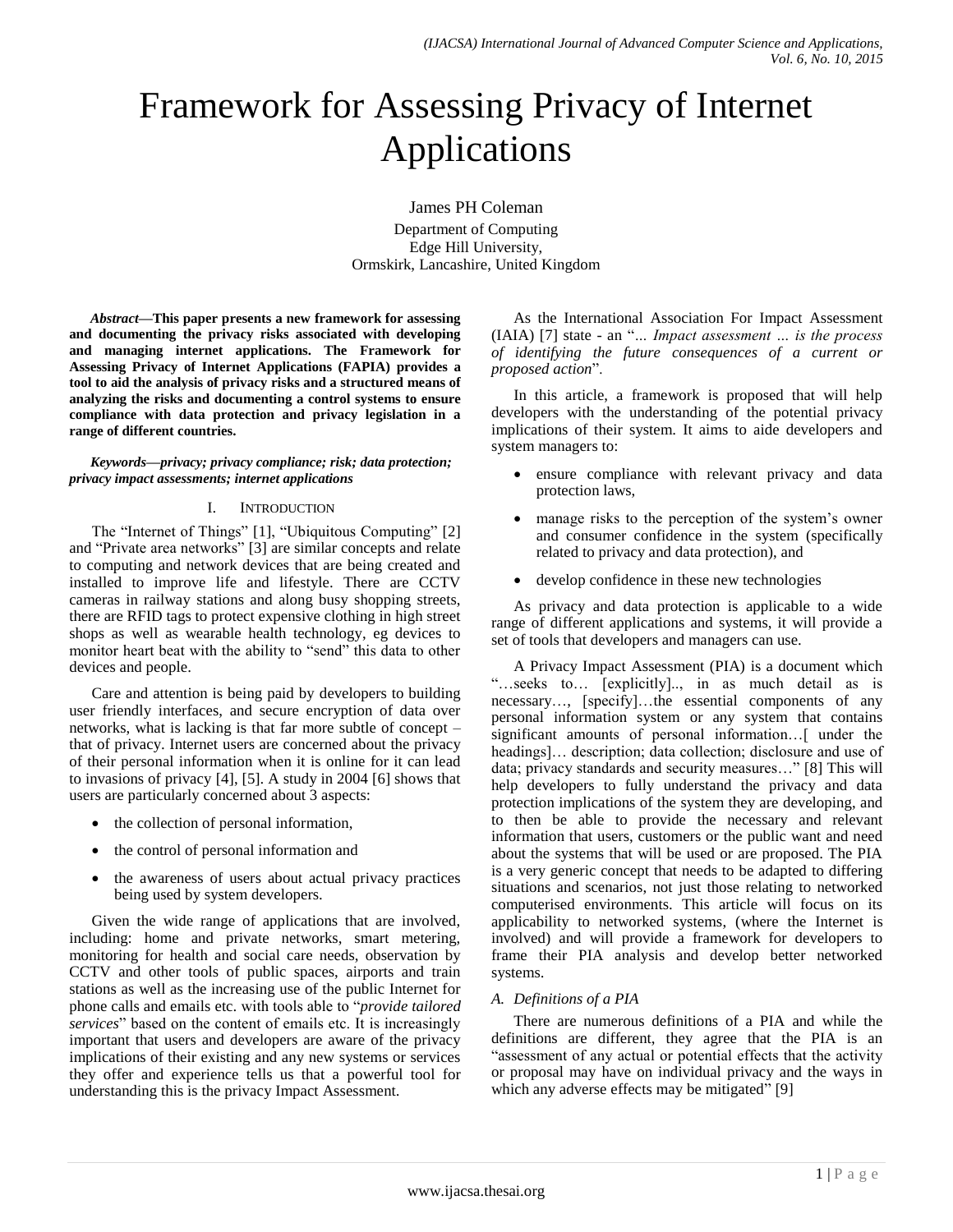# Framework for Assessing Privacy of Internet Applications

James PH Coleman

Department of Computing
Edge Hill University,
Ormskirk, Lancashire, United Kingdom

***Abstract*—This paper presents a new framework for assessing and documenting the privacy risks associated with developing and managing internet applications. The Framework for Assessing Privacy of Internet Applications (FAPIA) provides a tool to aid the analysis of privacy risks and a structured means of analyzing the risks and documenting a control systems to ensure compliance with data protection and privacy legislation in a range of different countries.**

***Keywords*—privacy; privacy compliance; risk; data protection; privacy impact assessments; internet applications**

## I. Introduction

The "Internet of Things" [1], "Ubiquitous Computing" [2] and "Private area networks" [3] are similar concepts and relate to computing and network devices that are being created and installed to improve life and lifestyle. There are CCTV cameras in railway stations and along busy shopping streets, there are RFID tags to protect expensive clothing in high street shops as well as wearable health technology, eg devices to monitor heart beat with the ability to "send" this data to other devices and people.

Care and attention is being paid by developers to building user friendly interfaces, and secure encryption of data over networks, what is lacking is that far more subtle of concept – that of privacy. Internet users are concerned about the privacy of their personal information when it is online for it can lead to invasions of privacy [4], [5]. A study in 2004 [6] shows that users are particularly concerned about 3 aspects:

- the collection of personal information,
- the control of personal information and
- the awareness of users about actual privacy practices being used by system developers.

Given the wide range of applications that are involved, including: home and private networks, smart metering, monitoring for health and social care needs, observation by CCTV and other tools of public spaces, airports and train stations as well as the increasing use of the public Internet for phone calls and emails etc. with tools able to "*provide tailored services*" based on the content of emails etc. It is increasingly important that users and developers are aware of the privacy implications of their existing and any new systems or services they offer and experience tells us that a powerful tool for understanding this is the privacy Impact Assessment.

As the International Association For Impact Assessment (IAIA) [7] state - an "*... Impact assessment ... is the process of identifying the future consequences of a current or proposed action*".

In this article, a framework is proposed that will help developers with the understanding of the potential privacy implications of their system. It aims to aide developers and system managers to:

- ensure compliance with relevant privacy and data protection laws,
- manage risks to the perception of the system's owner and consumer confidence in the system (specifically related to privacy and data protection), and
- develop confidence in these new technologies

As privacy and data protection is applicable to a wide range of different applications and systems, it will provide a set of tools that developers and managers can use.

A Privacy Impact Assessment (PIA) is a document which "…seeks to… [explicitly].., in as much detail as is necessary…, [specify]…the essential components of any personal information system or any system that contains significant amounts of personal information…[ under the headings]… description; data collection; disclosure and use of data; privacy standards and security measures…" [8] This will help developers to fully understand the privacy and data protection implications of the system they are developing, and to then be able to provide the necessary and relevant information that users, customers or the public want and need about the systems that will be used or are proposed. The PIA is a very generic concept that needs to be adapted to differing situations and scenarios, not just those relating to networked computerised environments. This article will focus on its applicability to networked systems, (where the Internet is involved) and will provide a framework for developers to frame their PIA analysis and develop better networked systems.

### A. Definitions of a PIA

There are numerous definitions of a PIA and while the definitions are different, they agree that the PIA is an "assessment of any actual or potential effects that the activity or proposal may have on individual privacy and the ways in which any adverse effects may be mitigated" [9]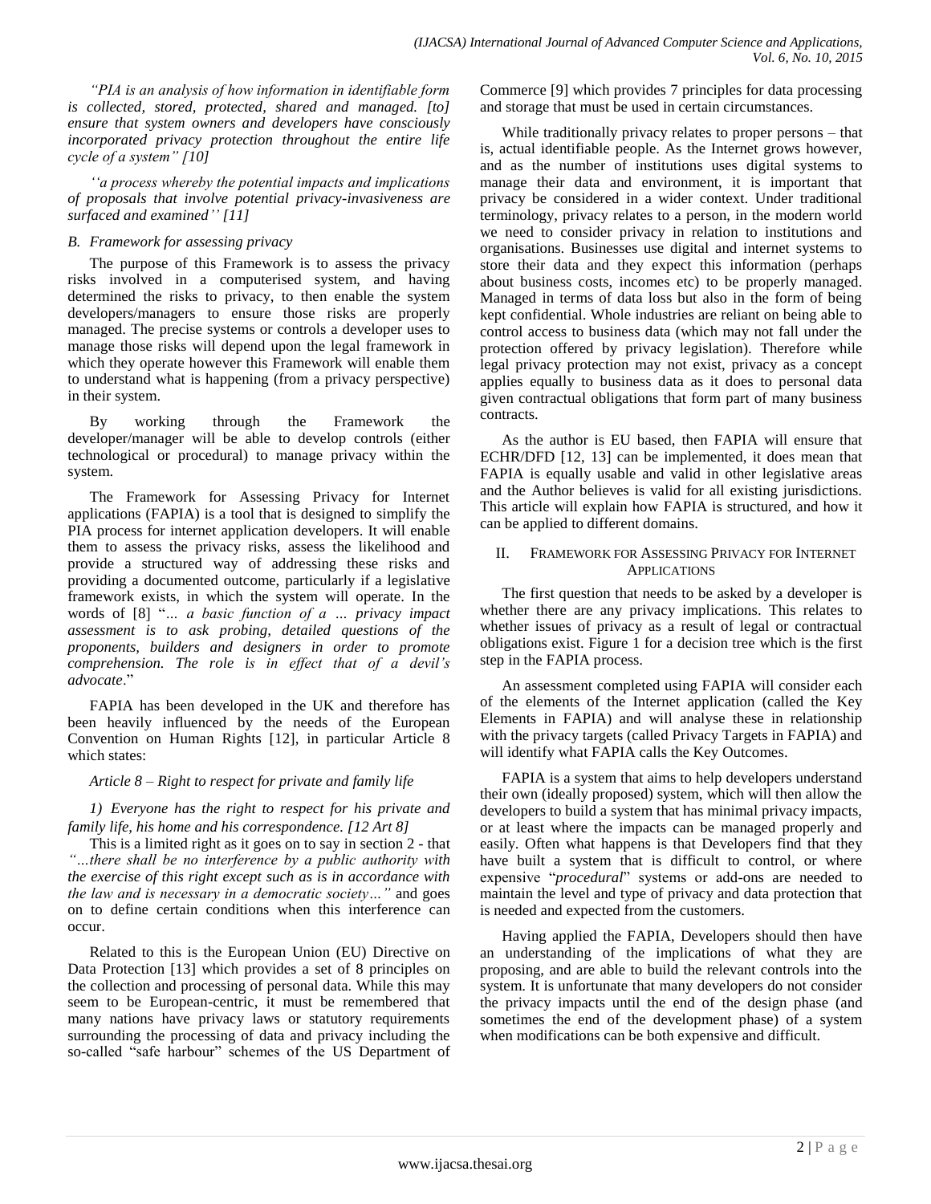*"PIA is an analysis of how information in identifiable form is collected, stored, protected, shared and managed. [to] ensure that system owners and developers have consciously incorporated privacy protection throughout the entire life cycle of a system" [10]*

*''a process whereby the potential impacts and implications of proposals that involve potential privacy-invasiveness are surfaced and examined'' [11]*

### *B. Framework for assessing privacy*

The purpose of this Framework is to assess the privacy risks involved in a computerised system, and having determined the risks to privacy, to then enable the system developers/managers to ensure those risks are properly managed. The precise systems or controls a developer uses to manage those risks will depend upon the legal framework in which they operate however this Framework will enable them to understand what is happening (from a privacy perspective) in their system.

By working through the Framework the developer/manager will be able to develop controls (either technological or procedural) to manage privacy within the system.

The Framework for Assessing Privacy for Internet applications (FAPIA) is a tool that is designed to simplify the PIA process for internet application developers. It will enable them to assess the privacy risks, assess the likelihood and provide a structured way of addressing these risks and providing a documented outcome, particularly if a legislative framework exists, in which the system will operate. In the words of [8] "*… a basic function of a … privacy impact assessment is to ask probing, detailed questions of the proponents, builders and designers in order to promote comprehension. The role is in effect that of a devil's advocate*."

FAPIA has been developed in the UK and therefore has been heavily influenced by the needs of the European Convention on Human Rights [12], in particular Article 8 which states:

*Article 8 – Right to respect for private and family life*

*1) Everyone has the right to respect for his private and family life, his home and his correspondence. [12 Art 8]*

This is a limited right as it goes on to say in section 2 - that *"…there shall be no interference by a public authority with the exercise of this right except such as is in accordance with the law and is necessary in a democratic society…"* and goes on to define certain conditions when this interference can occur.

Related to this is the European Union (EU) Directive on Data Protection [13] which provides a set of 8 principles on the collection and processing of personal data. While this may seem to be European-centric, it must be remembered that many nations have privacy laws or statutory requirements surrounding the processing of data and privacy including the so-called "safe harbour" schemes of the US Department of Commerce [9] which provides 7 principles for data processing and storage that must be used in certain circumstances.

While traditionally privacy relates to proper persons – that is, actual identifiable people. As the Internet grows however, and as the number of institutions uses digital systems to manage their data and environment, it is important that privacy be considered in a wider context. Under traditional terminology, privacy relates to a person, in the modern world we need to consider privacy in relation to institutions and organisations. Businesses use digital and internet systems to store their data and they expect this information (perhaps about business costs, incomes etc) to be properly managed. Managed in terms of data loss but also in the form of being kept confidential. Whole industries are reliant on being able to control access to business data (which may not fall under the protection offered by privacy legislation). Therefore while legal privacy protection may not exist, privacy as a concept applies equally to business data as it does to personal data given contractual obligations that form part of many business contracts.

As the author is EU based, then FAPIA will ensure that ECHR/DFD [12, 13] can be implemented, it does mean that FAPIA is equally usable and valid in other legislative areas and the Author believes is valid for all existing jurisdictions. This article will explain how FAPIA is structured, and how it can be applied to different domains.

## II. Framework for Assessing Privacy for Internet Applications

The first question that needs to be asked by a developer is whether there are any privacy implications. This relates to whether issues of privacy as a result of legal or contractual obligations exist. Figure 1 for a decision tree which is the first step in the FAPIA process.

An assessment completed using FAPIA will consider each of the elements of the Internet application (called the Key Elements in FAPIA) and will analyse these in relationship with the privacy targets (called Privacy Targets in FAPIA) and will identify what FAPIA calls the Key Outcomes.

FAPIA is a system that aims to help developers understand their own (ideally proposed) system, which will then allow the developers to build a system that has minimal privacy impacts, or at least where the impacts can be managed properly and easily. Often what happens is that Developers find that they have built a system that is difficult to control, or where expensive "*procedural*" systems or add-ons are needed to maintain the level and type of privacy and data protection that is needed and expected from the customers.

Having applied the FAPIA, Developers should then have an understanding of the implications of what they are proposing, and are able to build the relevant controls into the system. It is unfortunate that many developers do not consider the privacy impacts until the end of the design phase (and sometimes the end of the development phase) of a system when modifications can be both expensive and difficult.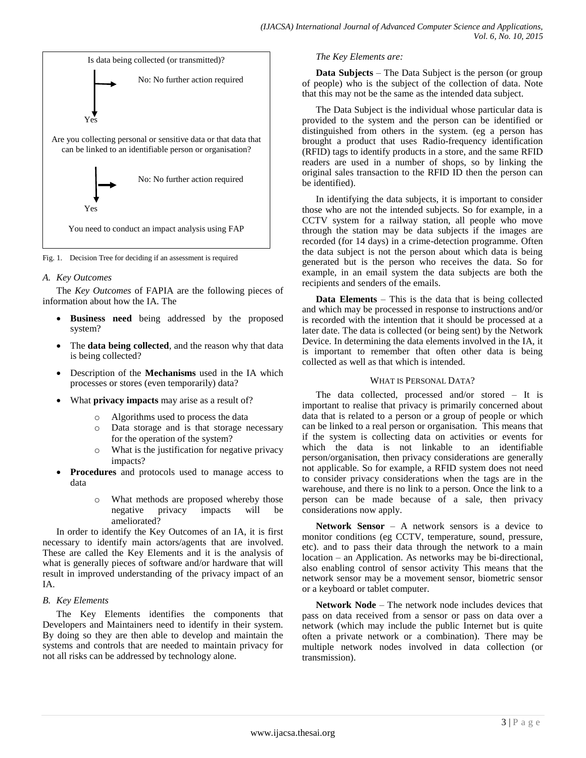Is data being collected (or transmitted)?

No: No further action required

Yes

Are you collecting personal or sensitive data or that data that can be linked to an identifiable person or organisation?

No: No further action required

Yes

You need to conduct an impact analysis using FAP

Fig. 1. Decision Tree for deciding if an assessment is required

### A. Key Outcomes

The *Key Outcomes* of FAPIA are the following pieces of information about how the IA. The

- **Business need** being addressed by the proposed system?
- The **data being collected**, and the reason why that data is being collected?
- Description of the **Mechanisms** used in the IA which processes or stores (even temporarily) data?
- What **privacy impacts** may arise as a result of?
    - Algorithms used to process the data
    - Data storage and is that storage necessary for the operation of the system?
    - What is the justification for negative privacy impacts?
- **Procedures** and protocols used to manage access to data
    - What methods are proposed whereby those negative privacy impacts will be ameliorated?

In order to identify the Key Outcomes of an IA, it is first necessary to identify main actors/agents that are involved. These are called the Key Elements and it is the analysis of what is generally pieces of software and/or hardware that will result in improved understanding of the privacy impact of an IA.

### B. Key Elements

The Key Elements identifies the components that Developers and Maintainers need to identify in their system. By doing so they are then able to develop and maintain the systems and controls that are needed to maintain privacy for not all risks can be addressed by technology alone.

*The Key Elements are:*

**Data Subjects** – The Data Subject is the person (or group of people) who is the subject of the collection of data. Note that this may not be the same as the intended data subject.

The Data Subject is the individual whose particular data is provided to the system and the person can be identified or distinguished from others in the system. (eg a person has brought a product that uses Radio-frequency identification (RFID) tags to identify products in a store, and the same RFID readers are used in a number of shops, so by linking the original sales transaction to the RFID ID then the person can be identified).

In identifying the data subjects, it is important to consider those who are not the intended subjects. So for example, in a CCTV system for a railway station, all people who move through the station may be data subjects if the images are recorded (for 14 days) in a crime-detection programme. Often the data subject is not the person about which data is being generated but is the person who receives the data. So for example, in an email system the data subjects are both the recipients and senders of the emails.

**Data Elements** – This is the data that is being collected and which may be processed in response to instructions and/or is recorded with the intention that it should be processed at a later date. The data is collected (or being sent) by the Network Device. In determining the data elements involved in the IA, it is important to remember that often other data is being collected as well as that which is intended.

WHAT IS PERSONAL DATA?

The data collected, processed and/or stored – It is important to realise that privacy is primarily concerned about data that is related to a person or a group of people or which can be linked to a real person or organisation. This means that if the system is collecting data on activities or events for which the data is not linkable to an identifiable person/organisation, then privacy considerations are generally not applicable. So for example, a RFID system does not need to consider privacy considerations when the tags are in the warehouse, and there is no link to a person. Once the link to a person can be made because of a sale, then privacy considerations now apply.

**Network Sensor** – A network sensors is a device to monitor conditions (eg CCTV, temperature, sound, pressure, etc). and to pass their data through the network to a main location – an Application. As networks may be bi-directional, also enabling control of sensor activity This means that the network sensor may be a movement sensor, biometric sensor or a keyboard or tablet computer.

**Network Node** – The network node includes devices that pass on data received from a sensor or pass on data over a network (which may include the public Internet but is quite often a private network or a combination). There may be multiple network nodes involved in data collection (or transmission).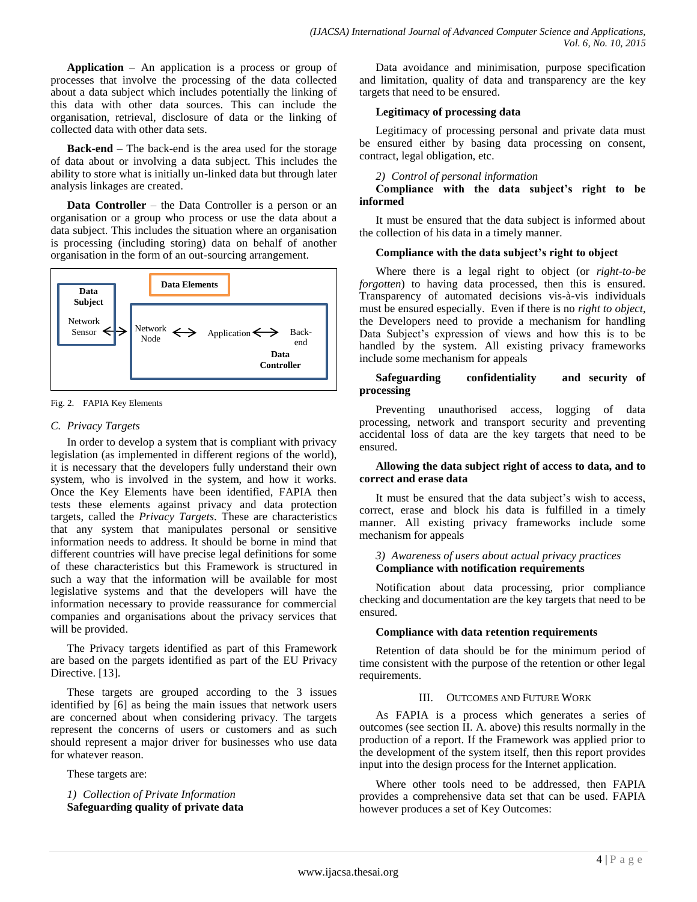**Application** – An application is a process or group of processes that involve the processing of the data collected about a data subject which includes potentially the linking of this data with other data sources. This can include the organisation, retrieval, disclosure of data or the linking of collected data with other data sets.

**Back-end** – The back-end is the area used for the storage of data about or involving a data subject. This includes the ability to store what is initially un-linked data but through later analysis linkages are created.

**Data Controller** – the Data Controller is a person or an organisation or a group who process or use the data about a data subject. This includes the situation where an organisation is processing (including storing) data on behalf of another organisation in the form of an out-sourcing arrangement.

Fig. 2. FAPIA Key Elements

### C. Privacy Targets

In order to develop a system that is compliant with privacy legislation (as implemented in different regions of the world), it is necessary that the developers fully understand their own system, who is involved in the system, and how it works. Once the Key Elements have been identified, FAPIA then tests these elements against privacy and data protection targets, called the *Privacy Targets*. These are characteristics that any system that manipulates personal or sensitive information needs to address. It should be borne in mind that different countries will have precise legal definitions for some of these characteristics but this Framework is structured in such a way that the information will be available for most legislative systems and that the developers will have the information necessary to provide reassurance for commercial companies and organisations about the privacy services that will be provided.

The Privacy targets identified as part of this Framework are based on the pargets identified as part of the EU Privacy Directive. [13].

These targets are grouped according to the 3 issues identified by [6] as being the main issues that network users are concerned about when considering privacy. The targets represent the concerns of users or customers and as such should represent a major driver for businesses who use data for whatever reason.

These targets are:

*1) Collection of Private Information*

**Safeguarding quality of private data**

Data avoidance and minimisation, purpose specification and limitation, quality of data and transparency are the key targets that need to be ensured.

**Legitimacy of processing data**

Legitimacy of processing personal and private data must be ensured either by basing data processing on consent, contract, legal obligation, etc.

*2) Control of personal information*

**Compliance with the data subject's right to be informed**

It must be ensured that the data subject is informed about the collection of his data in a timely manner.

**Compliance with the data subject's right to object**

Where there is a legal right to object (or *right-to-be forgotten*) to having data processed, then this is ensured. Transparency of automated decisions vis-à-vis individuals must be ensured especially. Even if there is no *right to object*, the Developers need to provide a mechanism for handling Data Subject's expression of views and how this is to be handled by the system. All existing privacy frameworks include some mechanism for appeals

**Safeguarding confidentiality and security of processing**

Preventing unauthorised access, logging of data processing, network and transport security and preventing accidental loss of data are the key targets that need to be ensured.

**Allowing the data subject right of access to data, and to correct and erase data**

It must be ensured that the data subject's wish to access, correct, erase and block his data is fulfilled in a timely manner. All existing privacy frameworks include some mechanism for appeals

*3) Awareness of users about actual privacy practices*

**Compliance with notification requirements**

Notification about data processing, prior compliance checking and documentation are the key targets that need to be ensured.

**Compliance with data retention requirements**

Retention of data should be for the minimum period of time consistent with the purpose of the retention or other legal requirements.

## III. Outcomes and Future Work

As FAPIA is a process which generates a series of outcomes (see section II. A. above) this results normally in the production of a report. If the Framework was applied prior to the development of the system itself, then this report provides input into the design process for the Internet application.

Where other tools need to be addressed, then FAPIA provides a comprehensive data set that can be used. FAPIA however produces a set of Key Outcomes: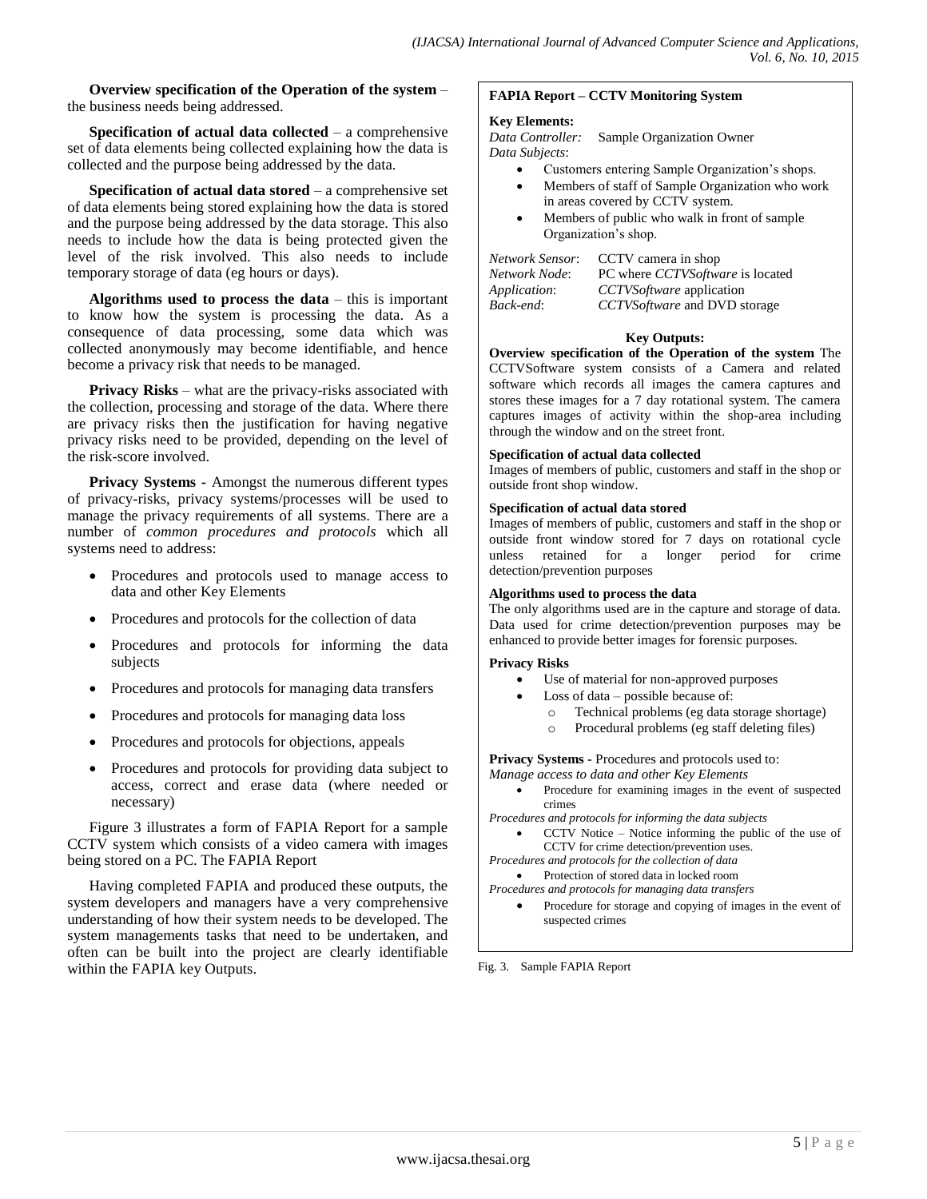**Overview specification of the Operation of the system** – the business needs being addressed.

**Specification of actual data collected** – a comprehensive set of data elements being collected explaining how the data is collected and the purpose being addressed by the data.

**Specification of actual data stored** – a comprehensive set of data elements being stored explaining how the data is stored and the purpose being addressed by the data storage. This also needs to include how the data is being protected given the level of the risk involved. This also needs to include temporary storage of data (eg hours or days).

**Algorithms used to process the data** – this is important to know how the system is processing the data. As a consequence of data processing, some data which was collected anonymously may become identifiable, and hence become a privacy risk that needs to be managed.

**Privacy Risks** – what are the privacy-risks associated with the collection, processing and storage of the data. Where there are privacy risks then the justification for having negative privacy risks need to be provided, depending on the level of the risk-score involved.

**Privacy Systems -** Amongst the numerous different types of privacy-risks, privacy systems/processes will be used to manage the privacy requirements of all systems. There are a number of *common procedures and protocols* which all systems need to address:

- Procedures and protocols used to manage access to data and other Key Elements
- Procedures and protocols for the collection of data
- Procedures and protocols for informing the data subjects
- Procedures and protocols for managing data transfers
- Procedures and protocols for managing data loss
- Procedures and protocols for objections, appeals
- Procedures and protocols for providing data subject to access, correct and erase data (where needed or necessary)

Figure 3 illustrates a form of FAPIA Report for a sample CCTV system which consists of a video camera with images being stored on a PC. The FAPIA Report

Having completed FAPIA and produced these outputs, the system developers and managers have a very comprehensive understanding of how their system needs to be developed. The system managements tasks that need to be undertaken, and often can be built into the project are clearly identifiable within the FAPIA key Outputs.

**FAPIA Report – CCTV Monitoring System**

**Key Elements:**

*Data Controller:* Sample Organization Owner

*Data Subjects*:

- Customers entering Sample Organization's shops.
- Members of staff of Sample Organization who work in areas covered by CCTV system.
- Members of public who walk in front of sample Organization's shop.

*Network Sensor*: CCTV camera in shop

*Network Node*: PC where *CCTVSoftware* is located

*Application*: *CCTVSoftware* application

*Back-end*: *CCTVSoftware* and DVD storage

**Key Outputs:**

**Overview specification of the Operation of the system** The CCTVSoftware system consists of a Camera and related software which records all images the camera captures and stores these images for a 7 day rotational system. The camera captures images of activity within the shop-area including through the window and on the street front.

**Specification of actual data collected**

Images of members of public, customers and staff in the shop or outside front shop window.

**Specification of actual data stored**

Images of members of public, customers and staff in the shop or outside front window stored for 7 days on rotational cycle unless retained for a longer period for crime detection/prevention purposes

**Algorithms used to process the data**

The only algorithms used are in the capture and storage of data. Data used for crime detection/prevention purposes may be enhanced to provide better images for forensic purposes.

**Privacy Risks**

- Use of material for non-approved purposes
- Loss of data – possible because of:
  - Technical problems (eg data storage shortage)
  - Procedural problems (eg staff deleting files)

**Privacy Systems -** Procedures and protocols used to:

*Manage access to data and other Key Elements*

- Procedure for examining images in the event of suspected crimes

*Procedures and protocols for informing the data subjects*

- CCTV Notice – Notice informing the public of the use of CCTV for crime detection/prevention uses.

*Procedures and protocols for the collection of data*

- Protection of stored data in locked room

*Procedures and protocols for managing data transfers*

- Procedure for storage and copying of images in the event of suspected crimes

Fig. 3. Sample FAPIA Report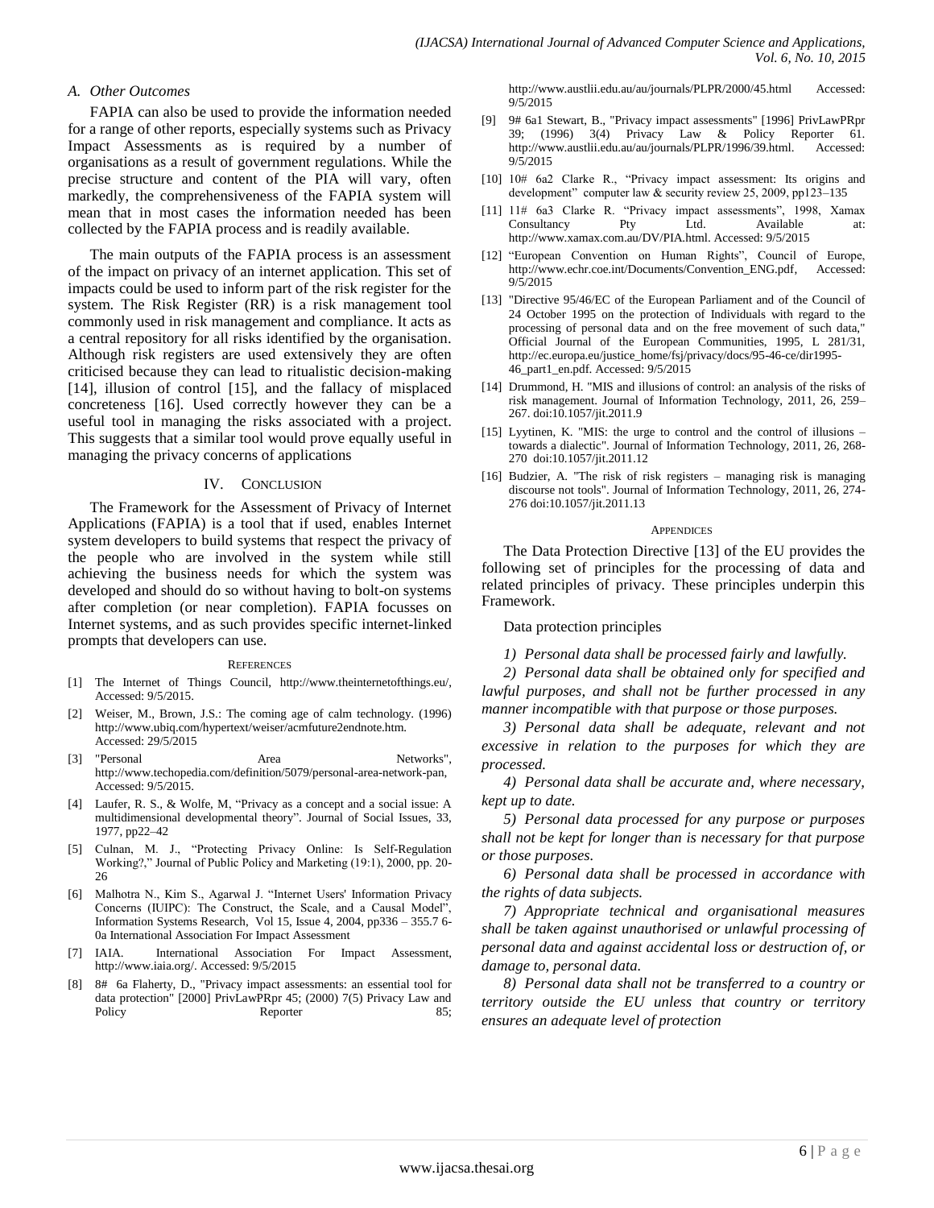### A. Other Outcomes

FAPIA can also be used to provide the information needed for a range of other reports, especially systems such as Privacy Impact Assessments as is required by a number of organisations as a result of government regulations. While the precise structure and content of the PIA will vary, often markedly, the comprehensiveness of the FAPIA system will mean that in most cases the information needed has been collected by the FAPIA process and is readily available.

The main outputs of the FAPIA process is an assessment of the impact on privacy of an internet application. This set of impacts could be used to inform part of the risk register for the system. The Risk Register (RR) is a risk management tool commonly used in risk management and compliance. It acts as a central repository for all risks identified by the organisation. Although risk registers are used extensively they are often criticised because they can lead to ritualistic decision-making [14], illusion of control [15], and the fallacy of misplaced concreteness [16]. Used correctly however they can be a useful tool in managing the risks associated with a project. This suggests that a similar tool would prove equally useful in managing the privacy concerns of applications

## IV. Conclusion

The Framework for the Assessment of Privacy of Internet Applications (FAPIA) is a tool that if used, enables Internet system developers to build systems that respect the privacy of the people who are involved in the system while still achieving the business needs for which the system was developed and should do so without having to bolt-on systems after completion (or near completion). FAPIA focusses on Internet systems, and as such provides specific internet-linked prompts that developers can use.

## References

[1] The Internet of Things Council, http://www.theinternetofthings.eu/, Accessed: 9/5/2015.

[2] Weiser, M., Brown, J.S.: The coming age of calm technology. (1996) http://www.ubiq.com/hypertext/weiser/acmfuture2endnote.htm. Accessed: 29/5/2015

[3] "Personal Area Networks", http://www.techopedia.com/definition/5079/personal-area-network-pan, Accessed: 9/5/2015.

[4] Laufer, R. S., & Wolfe, M, "Privacy as a concept and a social issue: A multidimensional developmental theory". Journal of Social Issues, 33, 1977, pp22–42

[5] Culnan, M. J., "Protecting Privacy Online: Is Self-Regulation Working?," Journal of Public Policy and Marketing (19:1), 2000, pp. 20-26

[6] Malhotra N., Kim S., Agarwal J. "Internet Users' Information Privacy Concerns (IUIPC): The Construct, the Scale, and a Causal Model", Information Systems Research, Vol 15, Issue 4, 2004, pp336 – 355.7 6-0a International Association For Impact Assessment

[7] IAIA. International Association For Impact Assessment, http://www.iaia.org/. Accessed: 9/5/2015

[8] 8# 6a Flaherty, D., "Privacy impact assessments: an essential tool for data protection" [2000] PrivLawPRpr 45; (2000) 7(5) Privacy Law and Policy Reporter 85; http://www.austlii.edu.au/au/journals/PLPR/2000/45.html Accessed: 9/5/2015

[9] 9# 6a1 Stewart, B., "Privacy impact assessments" [1996] PrivLawPRpr 39; (1996) 3(4) Privacy Law & Policy Reporter 61. http://www.austlii.edu.au/au/journals/PLPR/1996/39.html. Accessed: 9/5/2015

[10] 10# 6a2 Clarke R., "Privacy impact assessment: Its origins and development" computer law & security review 25, 2009, pp123–135

[11] 11# 6a3 Clarke R. "Privacy impact assessments", 1998, Xamax Consultancy Pty Ltd. Available at: http://www.xamax.com.au/DV/PIA.html. Accessed: 9/5/2015

[12] "European Convention on Human Rights", Council of Europe, http://www.echr.coe.int/Documents/Convention_ENG.pdf, Accessed: 9/5/2015

[13] "Directive 95/46/EC of the European Parliament and of the Council of 24 October 1995 on the protection of Individuals with regard to the processing of personal data and on the free movement of such data," Official Journal of the European Communities, 1995, L 281/31, http://ec.europa.eu/justice_home/fsj/privacy/docs/95-46-ce/dir1995-46_part1_en.pdf. Accessed: 9/5/2015

[14] Drummond, H. "MIS and illusions of control: an analysis of the risks of risk management. Journal of Information Technology, 2011, 26, 259–267. doi:10.1057/jit.2011.9

[15] Lyytinen, K. "MIS: the urge to control and the control of illusions – towards a dialectic". Journal of Information Technology, 2011, 26, 268-270 doi:10.1057/jit.2011.12

[16] Budzier, A. "The risk of risk registers – managing risk is managing discourse not tools". Journal of Information Technology, 2011, 26, 274-276 doi:10.1057/jit.2011.13

## Appendices

The Data Protection Directive [13] of the EU provides the following set of principles for the processing of data and related principles of privacy. These principles underpin this Framework.

Data protection principles

*1) Personal data shall be processed fairly and lawfully.*

*2) Personal data shall be obtained only for specified and lawful purposes, and shall not be further processed in any manner incompatible with that purpose or those purposes.*

*3) Personal data shall be adequate, relevant and not excessive in relation to the purposes for which they are processed.*

*4) Personal data shall be accurate and, where necessary, kept up to date.*

*5) Personal data processed for any purpose or purposes shall not be kept for longer than is necessary for that purpose or those purposes.*

*6) Personal data shall be processed in accordance with the rights of data subjects.*

*7) Appropriate technical and organisational measures shall be taken against unauthorised or unlawful processing of personal data and against accidental loss or destruction of, or damage to, personal data.*

*8) Personal data shall not be transferred to a country or territory outside the EU unless that country or territory ensures an adequate level of protection*